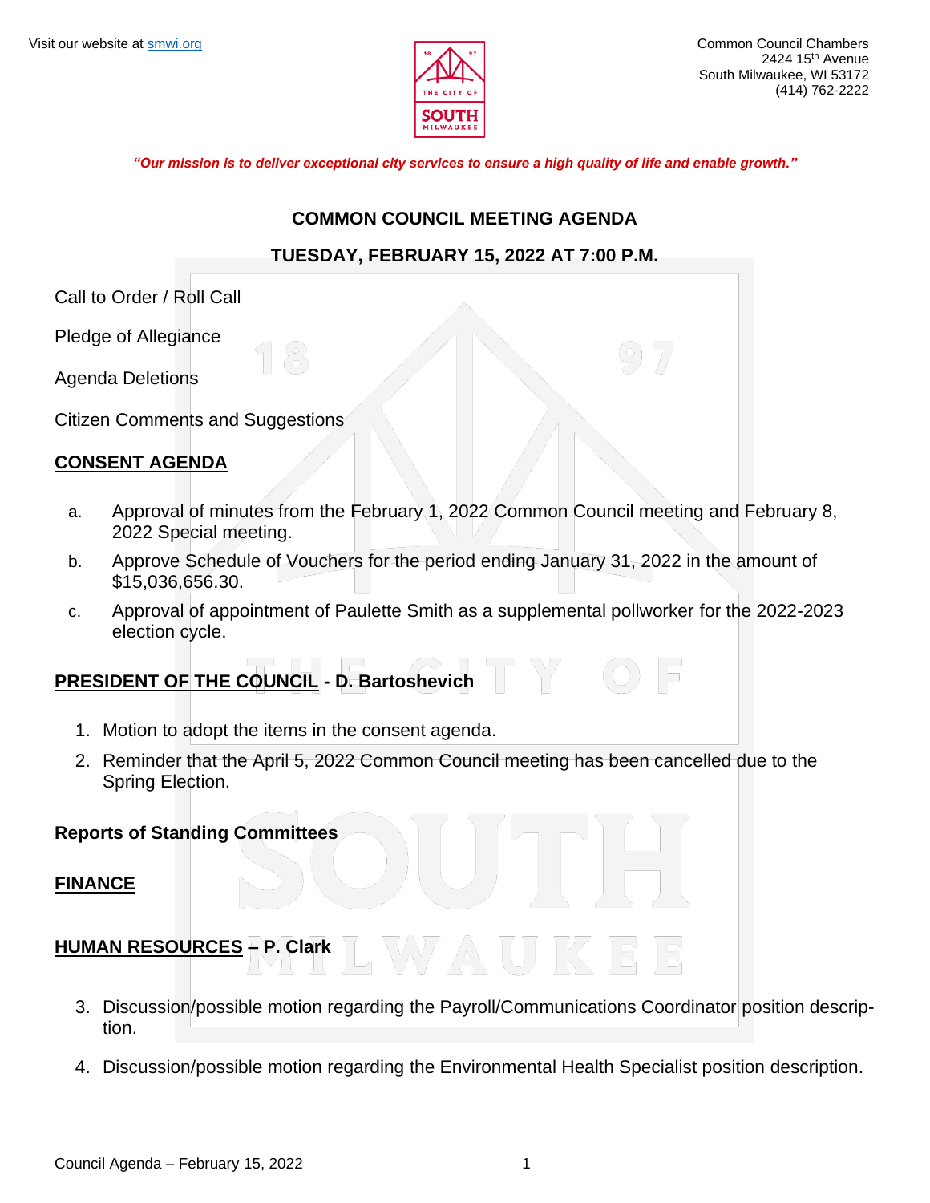Visit our website at [smwi.org](smwi.org)

Common Council Chambers
2424 15th Avenue
South Milwaukee, WI 53172
(414) 762-2222

***"Our mission is to deliver exceptional city services to ensure a high quality of life and enable growth."***

## COMMON COUNCIL MEETING AGENDA

## TUESDAY, FEBRUARY 15, 2022 AT 7:00 P.M.

Call to Order / Roll Call

Pledge of Allegiance

Agenda Deletions

Citizen Comments and Suggestions

**CONSENT AGENDA**

a. Approval of minutes from the February 1, 2022 Common Council meeting and February 8, 2022 Special meeting.

b. Approve Schedule of Vouchers for the period ending January 31, 2022 in the amount of $15,036,656.30.

c. Approval of appointment of Paulette Smith as a supplemental pollworker for the 2022-2023 election cycle.

**PRESIDENT OF THE COUNCIL - D. Bartoshevich**

1. Motion to adopt the items in the consent agenda.
2. Reminder that the April 5, 2022 Common Council meeting has been cancelled due to the Spring Election.

**Reports of Standing Committees**

**FINANCE**

**HUMAN RESOURCES – P. Clark**

3. Discussion/possible motion regarding the Payroll/Communications Coordinator position description.
4. Discussion/possible motion regarding the Environmental Health Specialist position description.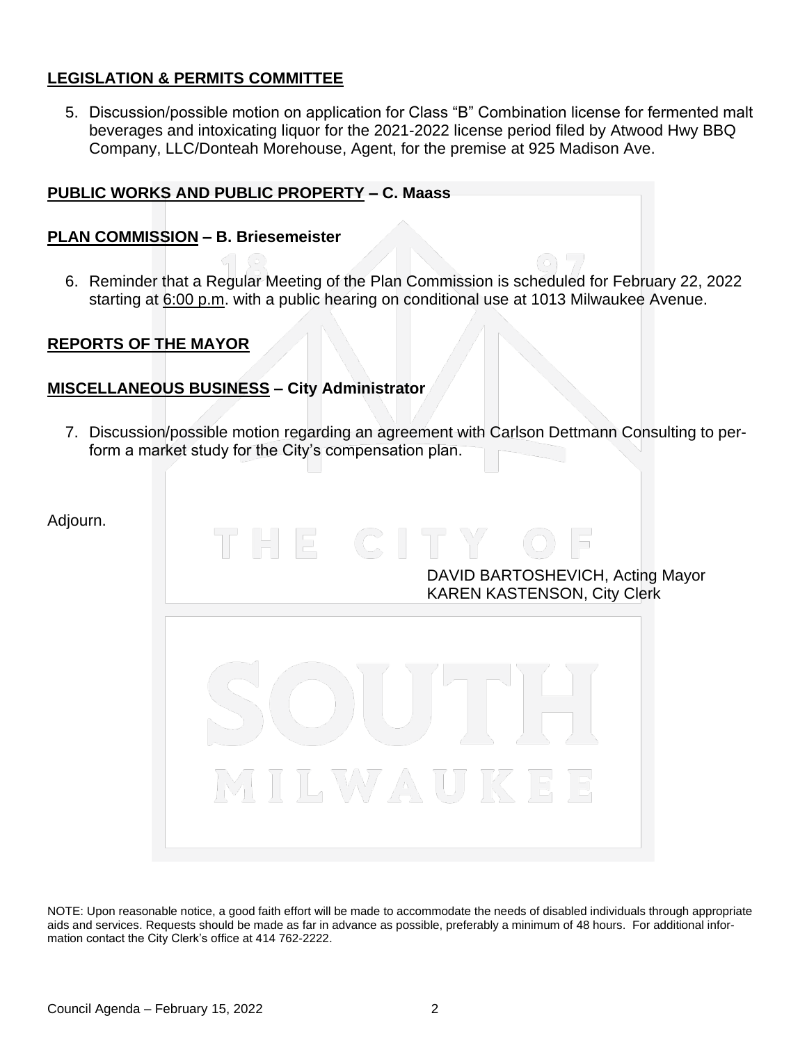**LEGISLATION & PERMITS COMMITTEE**

5. Discussion/possible motion on application for Class "B" Combination license for fermented malt beverages and intoxicating liquor for the 2021-2022 license period filed by Atwood Hwy BBQ Company, LLC/Donteah Morehouse, Agent, for the premise at 925 Madison Ave.

**PUBLIC WORKS AND PUBLIC PROPERTY – C. Maass**

**PLAN COMMISSION – B. Briesemeister**

6. Reminder that a Regular Meeting of the Plan Commission is scheduled for February 22, 2022 starting at 6:00 p.m. with a public hearing on conditional use at 1013 Milwaukee Avenue.

**REPORTS OF THE MAYOR**

**MISCELLANEOUS BUSINESS – City Administrator**

7. Discussion/possible motion regarding an agreement with Carlson Dettmann Consulting to perform a market study for the City's compensation plan.

Adjourn.

DAVID BARTOSHEVICH, Acting Mayor
KAREN KASTENSON, City Clerk

NOTE: Upon reasonable notice, a good faith effort will be made to accommodate the needs of disabled individuals through appropriate aids and services. Requests should be made as far in advance as possible, preferably a minimum of 48 hours. For additional information contact the City Clerk's office at 414 762-2222.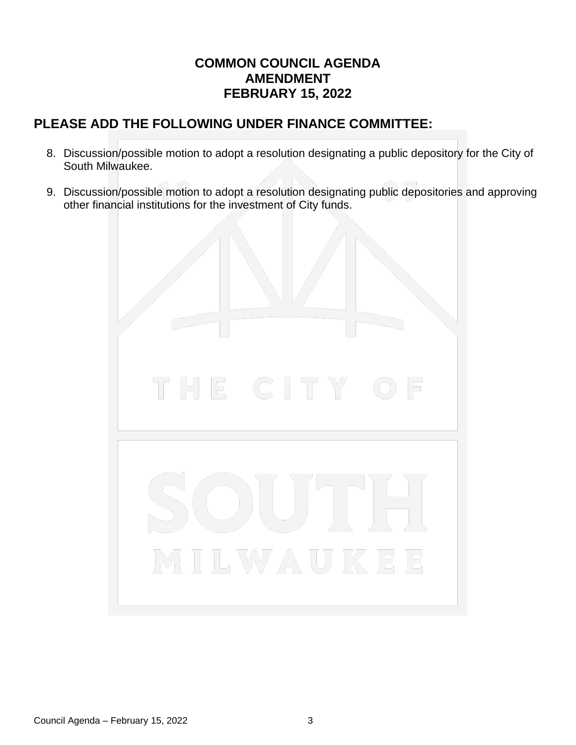# COMMON COUNCIL AGENDA
# AMENDMENT
# FEBRUARY 15, 2022

## PLEASE ADD THE FOLLOWING UNDER FINANCE COMMITTEE:

8. Discussion/possible motion to adopt a resolution designating a public depository for the City of South Milwaukee.

9. Discussion/possible motion to adopt a resolution designating public depositories and approving other financial institutions for the investment of City funds.